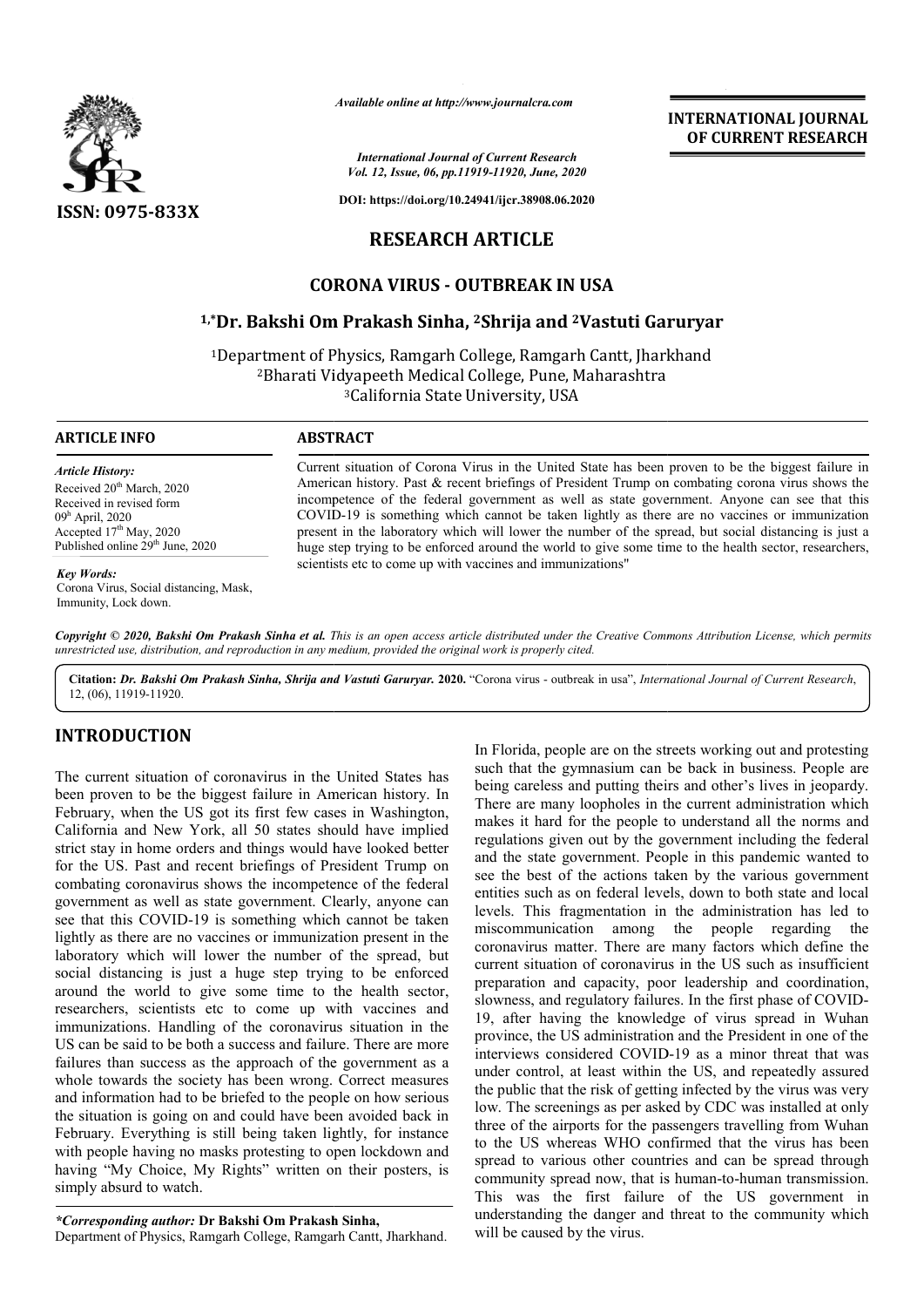ISSN: 0975-833X

*Available online at http://www.journalcra.com*

*International Journal of Current Research*
*Vol. 12, Issue, 06, pp.11919-11920, June, 2020*

**DOI: https://doi.org/10.24941/ijcr.38908.06.2020**

**INTERNATIONAL JOURNAL OF CURRENT RESEARCH**

## RESEARCH ARTICLE

# CORONA VIRUS - OUTBREAK IN USA

### [1,*]Dr. Bakshi Om Prakash Sinha, [2]Shrija and [2]Vastuti Garuryar

[1]Department of Physics, Ramgarh College, Ramgarh Cantt, Jharkhand
[2]Bharati Vidyapeeth Medical College, Pune, Maharashtra
[3]California State University, USA

**ARTICLE INFO**

*Article History:*
Received 20th March, 2020
Received in revised form
09h April, 2020
Accepted 17th May, 2020
Published online 29th June, 2020

*Key Words:*
Corona Virus, Social distancing, Mask, Immunity, Lock down.

**ABSTRACT**

Current situation of Corona Virus in the United State has been proven to be the biggest failure in American history. Past & recent briefings of President Trump on combating corona virus shows the incompetence of the federal government as well as state government. Anyone can see that this COVID-19 is something which cannot be taken lightly as there are no vaccines or immunization present in the laboratory which will lower the number of the spread, but social distancing is just a huge step trying to be enforced around the world to give some time to the health sector, researchers, scientists etc to come up with vaccines and immunizations"

*Copyright © 2020, Bakshi Om Prakash Sinha et al. This is an open access article distributed under the Creative Commons Attribution License, which permits unrestricted use, distribution, and reproduction in any medium, provided the original work is properly cited.*

**Citation:** *Dr. Bakshi Om Prakash Sinha, Shrija and Vastuti Garuryar.* **2020.** "Corona virus - outbreak in usa", *International Journal of Current Research*, 12, (06), 11919-11920.

## INTRODUCTION

The current situation of coronavirus in the United States has been proven to be the biggest failure in American history. In February, when the US got its first few cases in Washington, California and New York, all 50 states should have implied strict stay in home orders and things would have looked better for the US. Past and recent briefings of President Trump on combating coronavirus shows the incompetence of the federal government as well as state government. Clearly, anyone can see that this COVID-19 is something which cannot be taken lightly as there are no vaccines or immunization present in the laboratory which will lower the number of the spread, but social distancing is just a huge step trying to be enforced around the world to give some time to the health sector, researchers, scientists etc to come up with vaccines and immunizations. Handling of the coronavirus situation in the US can be said to be both a success and failure. There are more failures than success as the approach of the government as a whole towards the society has been wrong. Correct measures and information had to be briefed to the people on how serious the situation is going on and could have been avoided back in February. Everything is still being taken lightly, for instance with people having no masks protesting to open lockdown and having "My Choice, My Rights" written on their posters, is simply absurd to watch.

In Florida, people are on the streets working out and protesting such that the gymnasium can be back in business. People are being careless and putting theirs and other's lives in jeopardy. There are many loopholes in the current administration which makes it hard for the people to understand all the norms and regulations given out by the government including the federal and the state government. People in this pandemic wanted to see the best of the actions taken by the various government entities such as on federal levels, down to both state and local levels. This fragmentation in the administration has led to miscommunication among the people regarding the coronavirus matter. There are many factors which define the current situation of coronavirus in the US such as insufficient preparation and capacity, poor leadership and coordination, slowness, and regulatory failures. In the first phase of COVID-19, after having the knowledge of virus spread in Wuhan province, the US administration and the President in one of the interviews considered COVID-19 as a minor threat that was under control, at least within the US, and repeatedly assured the public that the risk of getting infected by the virus was very low. The screenings as per asked by CDC was installed at only three of the airports for the passengers travelling from Wuhan to the US whereas WHO confirmed that the virus has been spread to various other countries and can be spread through community spread now, that is human-to-human transmission. This was the first failure of the US government in understanding the danger and threat to the community which will be caused by the virus.

**\*Corresponding author: Dr Bakshi Om Prakash Sinha,**
Department of Physics, Ramgarh College, Ramgarh Cantt, Jharkhand.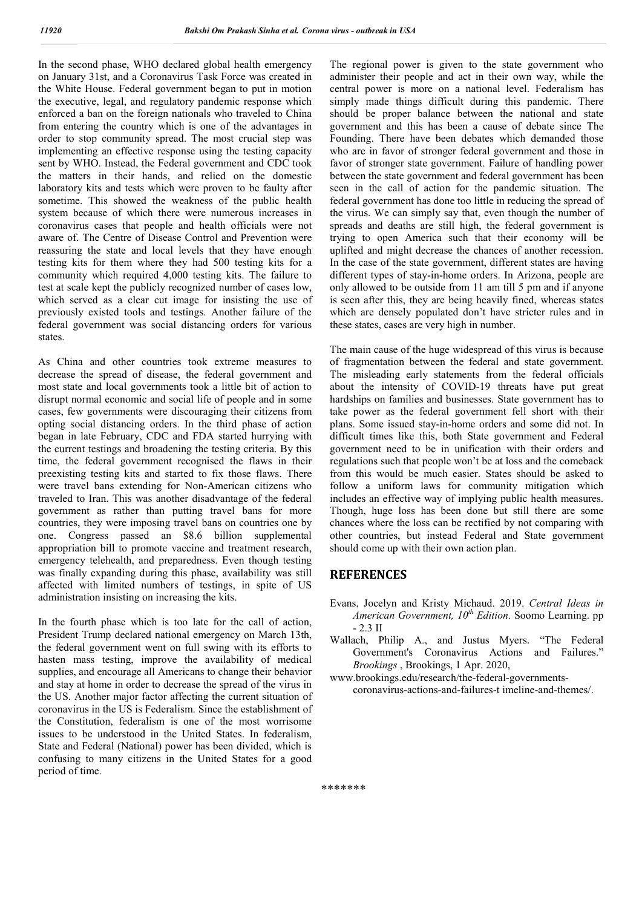In the second phase, WHO declared global health emergency on January 31st, and a Coronavirus Task Force was created in the White House. Federal government began to put in motion the executive, legal, and regulatory pandemic response which enforced a ban on the foreign nationals who traveled to China from entering the country which is one of the advantages in order to stop community spread. The most crucial step was implementing an effective response using the testing capacity sent by WHO. Instead, the Federal government and CDC took the matters in their hands, and relied on the domestic laboratory kits and tests which were proven to be faulty after sometime. This showed the weakness of the public health system because of which there were numerous increases in coronavirus cases that people and health officials were not aware of. The Centre of Disease Control and Prevention were reassuring the state and local levels that they have enough testing kits for them where they had 500 testing kits for a community which required 4,000 testing kits. The failure to test at scale kept the publicly recognized number of cases low, which served as a clear cut image for insisting the use of previously existed tools and testings. Another failure of the federal government was social distancing orders for various states.

As China and other countries took extreme measures to decrease the spread of disease, the federal government and most state and local governments took a little bit of action to disrupt normal economic and social life of people and in some cases, few governments were discouraging their citizens from opting social distancing orders. In the third phase of action began in late February, CDC and FDA started hurrying with the current testings and broadening the testing criteria. By this time, the federal government recognised the flaws in their preexisting testing kits and started to fix those flaws. There were travel bans extending for Non-American citizens who traveled to Iran. This was another disadvantage of the federal government as rather than putting travel bans for more countries, they were imposing travel bans on countries one by one. Congress passed an $8.6 billion supplemental appropriation bill to promote vaccine and treatment research, emergency telehealth, and preparedness. Even though testing was finally expanding during this phase, availability was still affected with limited numbers of testings, in spite of US administration insisting on increasing the kits.

In the fourth phase which is too late for the call of action, President Trump declared national emergency on March 13th, the federal government went on full swing with its efforts to hasten mass testing, improve the availability of medical supplies, and encourage all Americans to change their behavior and stay at home in order to decrease the spread of the virus in the US. Another major factor affecting the current situation of coronavirus in the US is Federalism. Since the establishment of the Constitution, federalism is one of the most worrisome issues to be understood in the United States. In federalism, State and Federal (National) power has been divided, which is confusing to many citizens in the United States for a good period of time.

The regional power is given to the state government who administer their people and act in their own way, while the central power is more on a national level. Federalism has simply made things difficult during this pandemic. There should be proper balance between the national and state government and this has been a cause of debate since The Founding. There have been debates which demanded those who are in favor of stronger federal government and those in favor of stronger state government. Failure of handling power between the state government and federal government has been seen in the call of action for the pandemic situation. The federal government has done too little in reducing the spread of the virus. We can simply say that, even though the number of spreads and deaths are still high, the federal government is trying to open America such that their economy will be uplifted and might decrease the chances of another recession. In the case of the state government, different states are having different types of stay-in-home orders. In Arizona, people are only allowed to be outside from 11 am till 5 pm and if anyone is seen after this, they are being heavily fined, whereas states which are densely populated don't have stricter rules and in these states, cases are very high in number.

The main cause of the huge widespread of this virus is because of fragmentation between the federal and state government. The misleading early statements from the federal officials about the intensity of COVID-19 threats have put great hardships on families and businesses. State government has to take power as the federal government fell short with their plans. Some issued stay-in-home orders and some did not. In difficult times like this, both State government and Federal government need to be in unification with their orders and regulations such that people won't be at loss and the comeback from this would be much easier. States should be asked to follow a uniform laws for community mitigation which includes an effective way of implying public health measures. Though, huge loss has been done but still there are some chances where the loss can be rectified by not comparing with other countries, but instead Federal and State government should come up with their own action plan.

## REFERENCES

Evans, Jocelyn and Kristy Michaud. 2019. *Central Ideas in American Government, 10th Edition.* Soomo Learning. pp - 2.3 II

Wallach, Philip A., and Justus Myers. "The Federal Government's Coronavirus Actions and Failures." *Brookings* , Brookings, 1 Apr. 2020, www.brookings.edu/research/the-federal-governments-coronavirus-actions-and-failures-t imeline-and-themes/.

*******